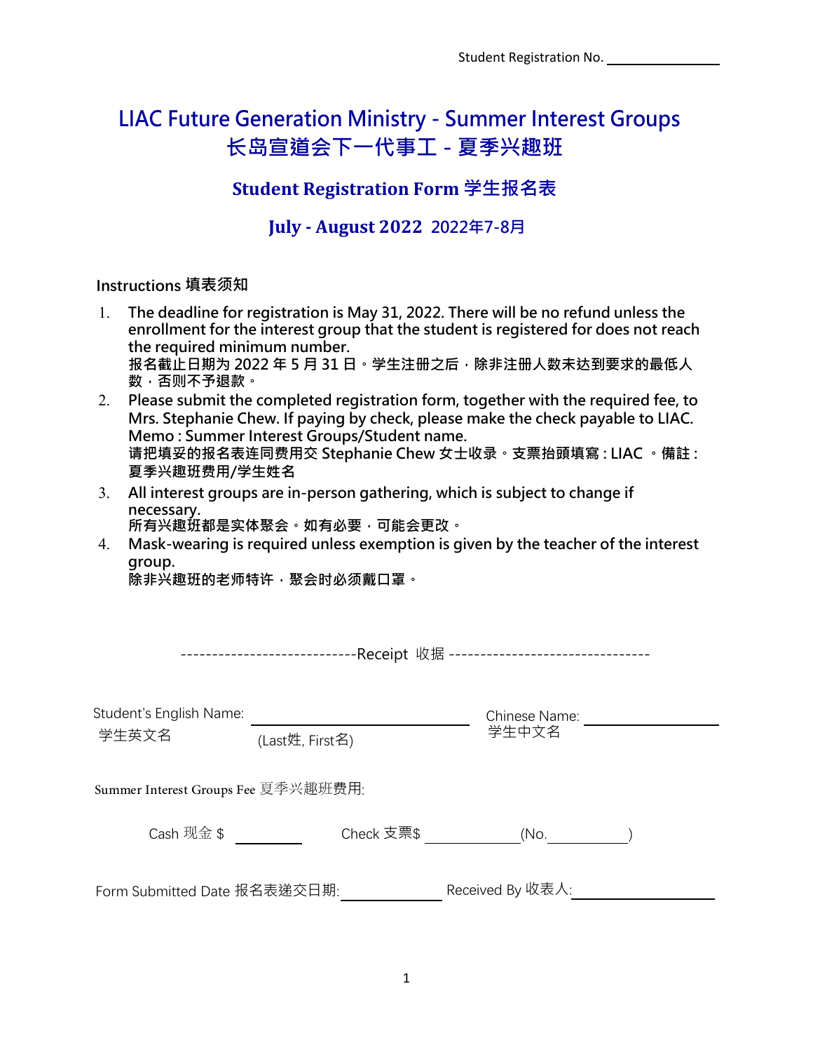Student Registration No. ______________

# LIAC Future Generation Ministry - Summer Interest Groups
# 长岛宣道会下一代事工 - 夏季兴趣班

## Student Registration Form 学生报名表

### July - August 2022 2022年7-8月

**Instructions 填表须知**

1. **The deadline for registration is May 31, 2022. There will be no refund unless the enrollment for the interest group that the student is registered for does not reach the required minimum number.**
   **报名截止日期为 2022 年 5 月 31 日。学生注册之后，除非注册人数未达到要求的最低人数，否则不予退款。**
2. **Please submit the completed registration form, together with the required fee, to Mrs. Stephanie Chew. If paying by check, please make the check payable to LIAC. Memo : Summer Interest Groups/Student name.**
   **请把填妥的报名表连同费用交 Stephanie Chew 女士收录。支票抬頭填寫 : LIAC 。備註 : 夏季兴趣班费用/学生姓名**
3. **All interest groups are in-person gathering, which is subject to change if necessary.**
   **所有兴趣班都是实体聚会。如有必要，可能会更改。**
4. **Mask-wearing is required unless exemption is given by the teacher of the interest group.**
   **除非兴趣班的老师特许，聚会时必须戴口罩。**

----------------------------Receipt 收据 --------------------------------

Student's English Name: ______________________ Chinese Name: ______________
学生英文名 (Last姓, First名) 学生中文名

Summer Interest Groups Fee 夏季兴趣班费用:

Cash 现金 $ ________ Check 支票$ ____________ (No.__________)

Form Submitted Date 报名表递交日期: ____________ Received By 收表人: ________________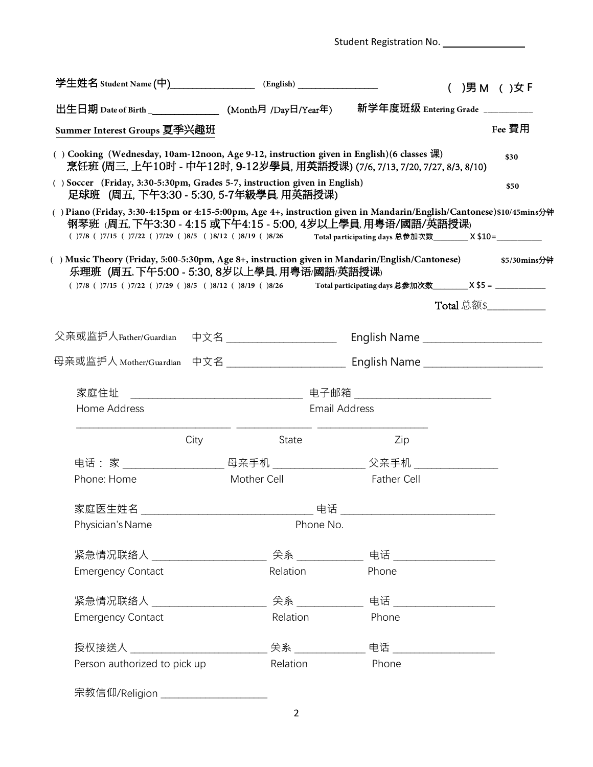Student Registration No. ______________

学生姓名 Student Name (中)________________ (English) ________________ ( )男 M ( )女 F

出生日期 Date of Birth _______________ (Month月 /Day日/Year年) 新学年度班级 Entering Grade ___________

**Summer Interest Groups 夏季兴趣班** **Fee 費用**

( ) **Cooking (Wednesday, 10am-12noon, Age 9-12, instruction given in English)(6 classes 课)** **$30**
**烹饪班 (周三, 上午10时 - 中午12时, 9-12岁學員, 用英語授课) (7/6, 7/13, 7/20, 7/27, 8/3, 8/10)**

( ) **Soccer (Friday, 3:30-5:30pm, Grades 5-7, instruction given in English)** **$50**
**足球班 (周五, 下午3:30 - 5:30, 5-7年級學員 用英語授课)**

( ) **Piano (Friday, 3:30-4:15pm or 4:15-5:00pm, Age 4+, instruction given in Mandarin/English/Cantonese)** **$10/45mins分钟**
**钢琴班 (周五, 下午3:30 - 4:15 或下午4:15 - 5:00, 4岁以上學員, 用粤语/國語/英語授课)**
( )7/8 ( )7/15 ( )7/22 ( )7/29 ( )8/5 ( )8/12 ( )8/19 ( )8/26 Total participating days 总参加次数________ X $10= __________

( ) **Music Theory (Friday, 5:00-5:30pm, Age 8+, instruction given in Mandarin/English/Cantonese)** **$5/30mins分钟**
**乐理班 (周五, 下午5:00 - 5:30, 8岁以上學員, 用粤语/國語/英語授课)**
( )7/8 ( )7/15 ( )7/22 ( )7/29 ( )8/5 ( )8/12 ( )8/19 ( )8/26 Total participating days 总参加次数________ X $5 = __________

Total 总额$__________

父亲或监护人Father/Guardian 中文名 ____________________ English Name ____________________

母亲或监护人 Mother/Guardian 中文名 ____________________ English Name ____________________

家庭住址 Home Address ______________________________ 电子邮箱 Email Address ______________________

______________________ City ______________ State ____________________ Zip

电话：家 Phone: Home ________________ 母亲手机 Mother Cell ________________ 父亲手机 Father Cell ________________

家庭医生姓名 Physician's Name ______________________________ 电话 Phone No. __________________________

紧急情况联络人 Emergency Contact ____________________ 关系 Relation ___________ 电话 Phone __________________

紧急情况联络人 Emergency Contact ____________________ 关系 Relation ___________ 电话 Phone __________________

授权接送人 Person authorized to pick up ______________________ 关系 Relation ___________ 电话 Phone __________________

宗教信仰/Religion __________________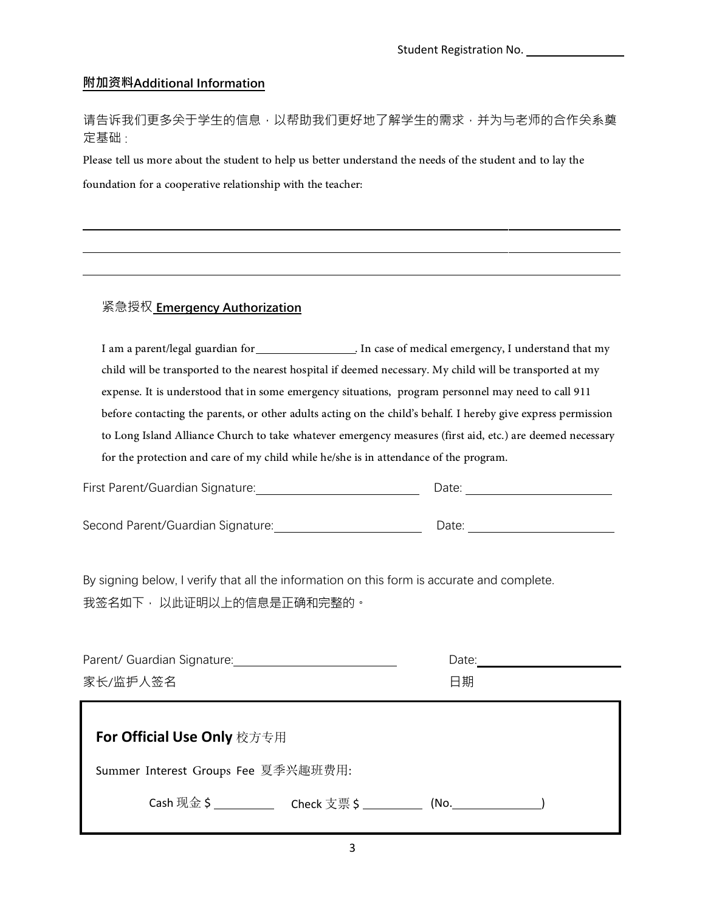Student Registration No. ________________

### 附加资料Additional Information

请告诉我们更多关于学生的信息，以帮助我们更好地了解学生的需求，并为与老师的合作关系奠定基础：

Please tell us more about the student to help us better understand the needs of the student and to lay the foundation for a cooperative relationship with the teacher:

_______________________________________________________________________________

_______________________________________________________________________________

_______________________________________________________________________________

### 紧急授权 Emergency Authorization

I am a parent/legal guardian for ________________. In case of medical emergency, I understand that my child will be transported to the nearest hospital if deemed necessary. My child will be transported at my expense. It is understood that in some emergency situations, program personnel may need to call 911 before contacting the parents, or other adults acting on the child's behalf. I hereby give express permission to Long Island Alliance Church to take whatever emergency measures (first aid, etc.) are deemed necessary for the protection and care of my child while he/she is in attendance of the program.

First Parent/Guardian Signature: __________________________ Date: ______________________

Second Parent/Guardian Signature: _______________________ Date: ______________________

By signing below, I verify that all the information on this form is accurate and complete.

我签名如下，以此证明以上的信息是正确和完整的。

Parent/ Guardian Signature: __________________________ Date: ______________________

家长/监护人签名 日期

**For Official Use Only** 校方专用

Summer Interest Groups Fee 夏季兴趣班费用:

Cash 现金 $ __________ Check 支票 $ __________ (No.______________)